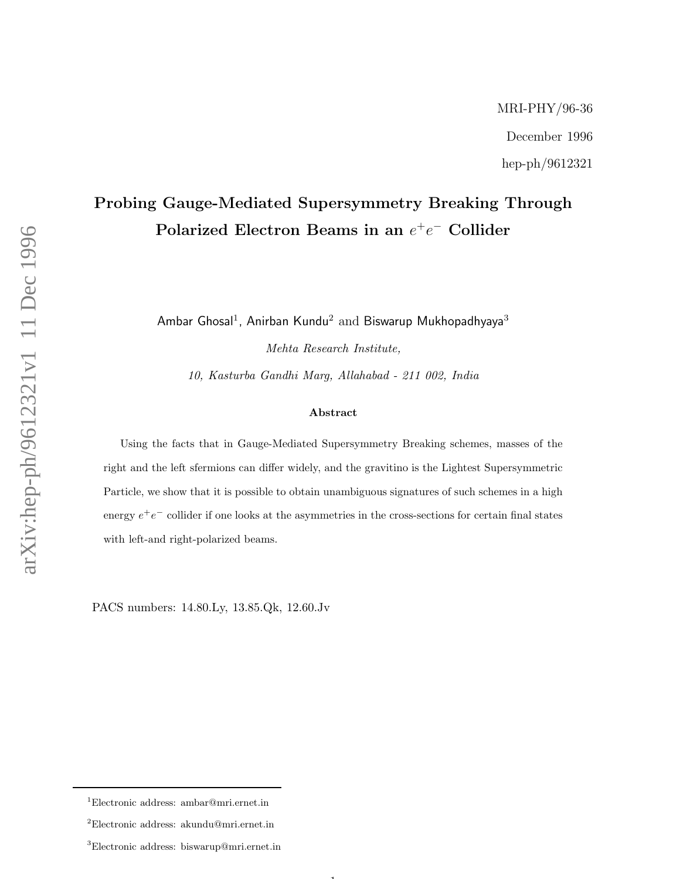MRI-PHY/96-36

December 1996

hep-ph/9612321

# Probing Gauge-Mediated Supersymmetry Breaking Through Polarized Electron Beams in an $e^+e^-$ Collider

Ambar Ghosal[1], Anirban Kundu[2] and Biswarup Mukhopadhyaya[3]

*Mehta Research Institute,*

*10, Kasturba Gandhi Marg, Allahabad - 211 002, India*

### Abstract

Using the facts that in Gauge-Mediated Supersymmetry Breaking schemes, masses of the right and the left sfermions can differ widely, and the gravitino is the Lightest Supersymmetric Particle, we show that it is possible to obtain unambiguous signatures of such schemes in a high energy $e^+e^-$ collider if one looks at the asymmetries in the cross-sections for certain final states with left-and right-polarized beams.

PACS numbers: 14.80.Ly, 13.85.Qk, 12.60.Jv

[1]Electronic address: ambar@mri.ernet.in

[2]Electronic address: akundu@mri.ernet.in

[3]Electronic address: biswarup@mri.ernet.in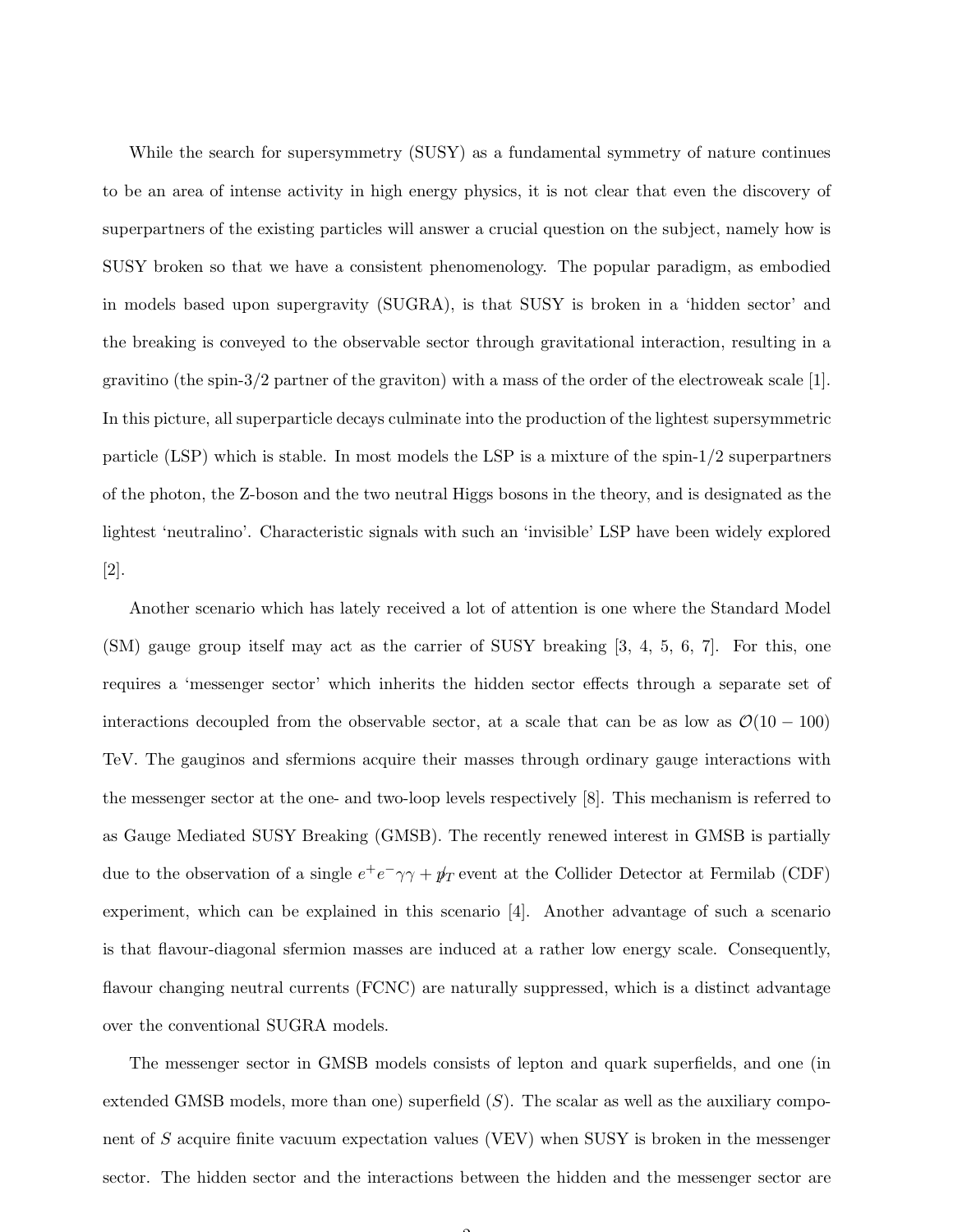While the search for supersymmetry (SUSY) as a fundamental symmetry of nature continues to be an area of intense activity in high energy physics, it is not clear that even the discovery of superpartners of the existing particles will answer a crucial question on the subject, namely how is SUSY broken so that we have a consistent phenomenology. The popular paradigm, as embodied in models based upon supergravity (SUGRA), is that SUSY is broken in a 'hidden sector' and the breaking is conveyed to the observable sector through gravitational interaction, resulting in a gravitino (the spin-3/2 partner of the graviton) with a mass of the order of the electroweak scale [1]. In this picture, all superparticle decays culminate into the production of the lightest supersymmetric particle (LSP) which is stable. In most models the LSP is a mixture of the spin-1/2 superpartners of the photon, the Z-boson and the two neutral Higgs bosons in the theory, and is designated as the lightest 'neutralino'. Characteristic signals with such an 'invisible' LSP have been widely explored [2].

Another scenario which has lately received a lot of attention is one where the Standard Model (SM) gauge group itself may act as the carrier of SUSY breaking [3, 4, 5, 6, 7]. For this, one requires a 'messenger sector' which inherits the hidden sector effects through a separate set of interactions decoupled from the observable sector, at a scale that can be as low as $\mathcal{O}(10-100)$ TeV. The gauginos and sfermions acquire their masses through ordinary gauge interactions with the messenger sector at the one- and two-loop levels respectively [8]. This mechanism is referred to as Gauge Mediated SUSY Breaking (GMSB). The recently renewed interest in GMSB is partially due to the observation of a single $e^+e^-\gamma\gamma + \not{p}_T$ event at the Collider Detector at Fermilab (CDF) experiment, which can be explained in this scenario [4]. Another advantage of such a scenario is that flavour-diagonal sfermion masses are induced at a rather low energy scale. Consequently, flavour changing neutral currents (FCNC) are naturally suppressed, which is a distinct advantage over the conventional SUGRA models.

The messenger sector in GMSB models consists of lepton and quark superfields, and one (in extended GMSB models, more than one) superfield ($S$). The scalar as well as the auxiliary component of $S$ acquire finite vacuum expectation values (VEV) when SUSY is broken in the messenger sector. The hidden sector and the interactions between the hidden and the messenger sector are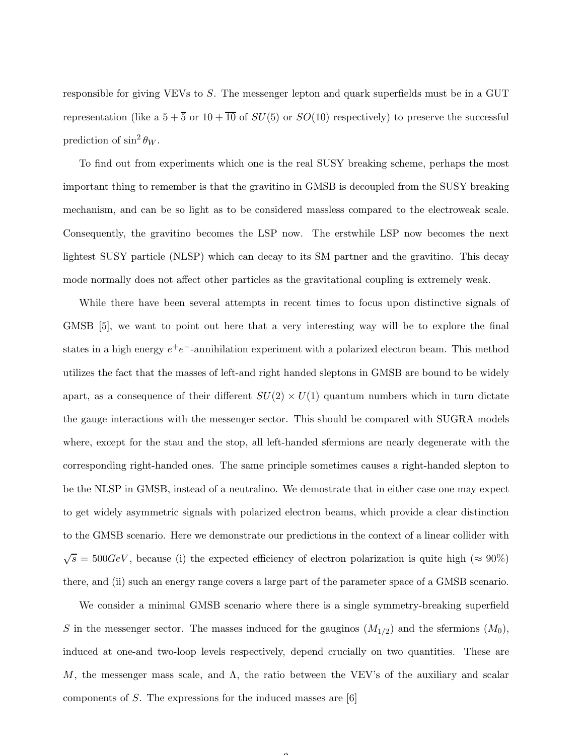responsible for giving VEVs to $S$. The messenger lepton and quark superfields must be in a GUT representation (like a $5 + \overline{5}$ or $10 + \overline{10}$ of $SU(5)$ or $SO(10)$ respectively) to preserve the successful prediction of $\sin^2 \theta_W$.

To find out from experiments which one is the real SUSY breaking scheme, perhaps the most important thing to remember is that the gravitino in GMSB is decoupled from the SUSY breaking mechanism, and can be so light as to be considered massless compared to the electroweak scale. Consequently, the gravitino becomes the LSP now. The erstwhile LSP now becomes the next lightest SUSY particle (NLSP) which can decay to its SM partner and the gravitino. This decay mode normally does not affect other particles as the gravitational coupling is extremely weak.

While there have been several attempts in recent times to focus upon distinctive signals of GMSB [5], we want to point out here that a very interesting way will be to explore the final states in a high energy $e^+e^-$-annihilation experiment with a polarized electron beam. This method utilizes the fact that the masses of left-and right handed sleptons in GMSB are bound to be widely apart, as a consequence of their different $SU(2) \times U(1)$ quantum numbers which in turn dictate the gauge interactions with the messenger sector. This should be compared with SUGRA models where, except for the stau and the stop, all left-handed sfermions are nearly degenerate with the corresponding right-handed ones. The same principle sometimes causes a right-handed slepton to be the NLSP in GMSB, instead of a neutralino. We demostrate that in either case one may expect to get widely asymmetric signals with polarized electron beams, which provide a clear distinction to the GMSB scenario. Here we demonstrate our predictions in the context of a linear collider with $\sqrt{s} = 500 GeV$, because (i) the expected efficiency of electron polarization is quite high ($\approx 90\%$) there, and (ii) such an energy range covers a large part of the parameter space of a GMSB scenario.

We consider a minimal GMSB scenario where there is a single symmetry-breaking superfield $S$ in the messenger sector. The masses induced for the gauginos ($M_{1/2}$) and the sfermions ($M_0$), induced at one-and two-loop levels respectively, depend crucially on two quantities. These are $M$, the messenger mass scale, and $\Lambda$, the ratio between the VEV's of the auxiliary and scalar components of $S$. The expressions for the induced masses are [6]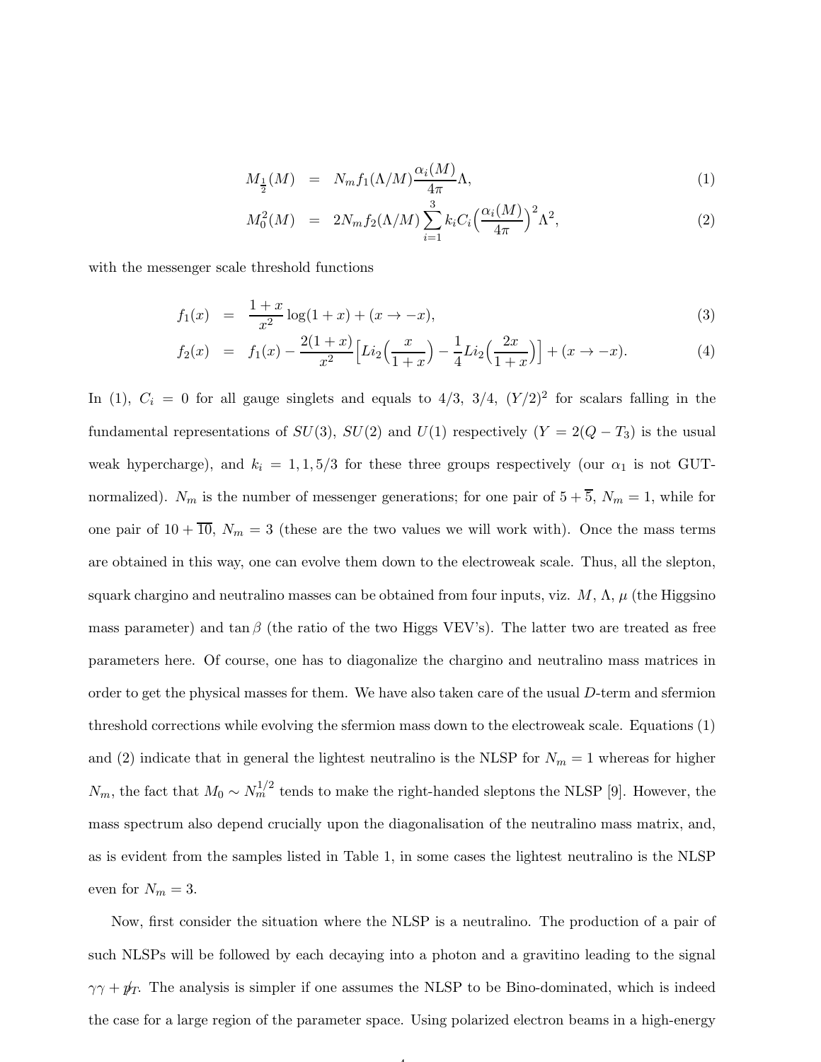$$
\begin{aligned}
M_{\frac{1}{2}}(M) &= N_m f_1(\Lambda/M) \frac{\alpha_i(M)}{4\pi} \Lambda, &(1)\\
M_0^2(M) &= 2 N_m f_2(\Lambda/M) \sum_{i=1}^{3} k_i C_i \Big(\frac{\alpha_i(M)}{4\pi}\Big)^2 \Lambda^2, &(2)
\end{aligned}
$$

with the messenger scale threshold functions

$$
\begin{aligned}
f_1(x) &= \frac{1+x}{x^2} \log(1+x) + (x \to -x), &(3)\\
f_2(x) &= f_1(x) - \frac{2(1+x)}{x^2} \Big[ Li_2\Big(\frac{x}{1+x}\Big) - \frac{1}{4} Li_2\Big(\frac{2x}{1+x}\Big) \Big] + (x \to -x). &(4)
\end{aligned}
$$

In (1), $C_i = 0$ for all gauge singlets and equals to $4/3$, $3/4$, $(Y/2)^2$ for scalars falling in the fundamental representations of $SU(3)$, $SU(2)$ and $U(1)$ respectively ($Y = 2(Q - T_3)$ is the usual weak hypercharge), and $k_i = 1, 1, 5/3$ for these three groups respectively (our $\alpha_1$ is not GUT-normalized). $N_m$ is the number of messenger generations; for one pair of $5 + \overline{5}$, $N_m = 1$, while for one pair of $10 + \overline{10}$, $N_m = 3$ (these are the two values we will work with). Once the mass terms are obtained in this way, one can evolve them down to the electroweak scale. Thus, all the slepton, squark chargino and neutralino masses can be obtained from four inputs, viz. $M$, $\Lambda$, $\mu$ (the Higgsino mass parameter) and $\tan\beta$ (the ratio of the two Higgs VEV's). The latter two are treated as free parameters here. Of course, one has to diagonalize the chargino and neutralino mass matrices in order to get the physical masses for them. We have also taken care of the usual $D$-term and sfermion threshold corrections while evolving the sfermion mass down to the electroweak scale. Equations (1) and (2) indicate that in general the lightest neutralino is the NLSP for $N_m = 1$ whereas for higher $N_m$, the fact that $M_0 \sim N_m^{1/2}$ tends to make the right-handed sleptons the NLSP [9]. However, the mass spectrum also depend crucially upon the diagonalisation of the neutralino mass matrix, and, as is evident from the samples listed in Table 1, in some cases the lightest neutralino is the NLSP even for $N_m = 3$.

Now, first consider the situation where the NLSP is a neutralino. The production of a pair of such NLSPs will be followed by each decaying into a photon and a gravitino leading to the signal $\gamma\gamma + \not{p}_T$. The analysis is simpler if one assumes the NLSP to be Bino-dominated, which is indeed the case for a large region of the parameter space. Using polarized electron beams in a high-energy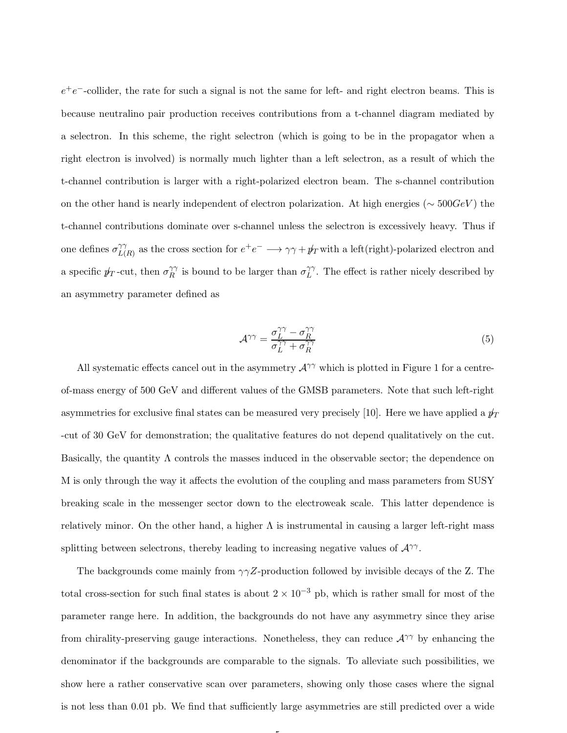$e^+e^-$-collider, the rate for such a signal is not the same for left- and right electron beams. This is because neutralino pair production receives contributions from a t-channel diagram mediated by a selectron. In this scheme, the right selectron (which is going to be in the propagator when a right electron is involved) is normally much lighter than a left selectron, as a result of which the t-channel contribution is larger with a right-polarized electron beam. The s-channel contribution on the other hand is nearly independent of electron polarization. At high energies ($\sim 500 GeV$) the t-channel contributions dominate over s-channel unless the selectron is excessively heavy. Thus if one defines $\sigma^{\gamma\gamma}_{L(R)}$ as the cross section for $e^+e^- \longrightarrow \gamma\gamma + \not{p}_T$ with a left(right)-polarized electron and a specific $\not{p}_T$-cut, then $\sigma^{\gamma\gamma}_R$ is bound to be larger than $\sigma^{\gamma\gamma}_L$. The effect is rather nicely described by an asymmetry parameter defined as

$$\mathcal{A}^{\gamma\gamma} = \frac{\sigma^{\gamma\gamma}_L - \sigma^{\gamma\gamma}_R}{\sigma^{\gamma\gamma}_L + \sigma^{\gamma\gamma}_R} \tag{5}$$

All systematic effects cancel out in the asymmetry $\mathcal{A}^{\gamma\gamma}$ which is plotted in Figure 1 for a centre-of-mass energy of 500 GeV and different values of the GMSB parameters. Note that such left-right asymmetries for exclusive final states can be measured very precisely [10]. Here we have applied a $\not{p}_T$ -cut of 30 GeV for demonstration; the qualitative features do not depend qualitatively on the cut. Basically, the quantity $\Lambda$ controls the masses induced in the observable sector; the dependence on M is only through the way it affects the evolution of the coupling and mass parameters from SUSY breaking scale in the messenger sector down to the electroweak scale. This latter dependence is relatively minor. On the other hand, a higher $\Lambda$ is instrumental in causing a larger left-right mass splitting between selectrons, thereby leading to increasing negative values of $\mathcal{A}^{\gamma\gamma}$.

The backgrounds come mainly from $\gamma\gamma Z$-production followed by invisible decays of the Z. The total cross-section for such final states is about $2 \times 10^{-3}$ pb, which is rather small for most of the parameter range here. In addition, the backgrounds do not have any asymmetry since they arise from chirality-preserving gauge interactions. Nonetheless, they can reduce $\mathcal{A}^{\gamma\gamma}$ by enhancing the denominator if the backgrounds are comparable to the signals. To alleviate such possibilities, we show here a rather conservative scan over parameters, showing only those cases where the signal is not less than 0.01 pb. We find that sufficiently large asymmetries are still predicted over a wide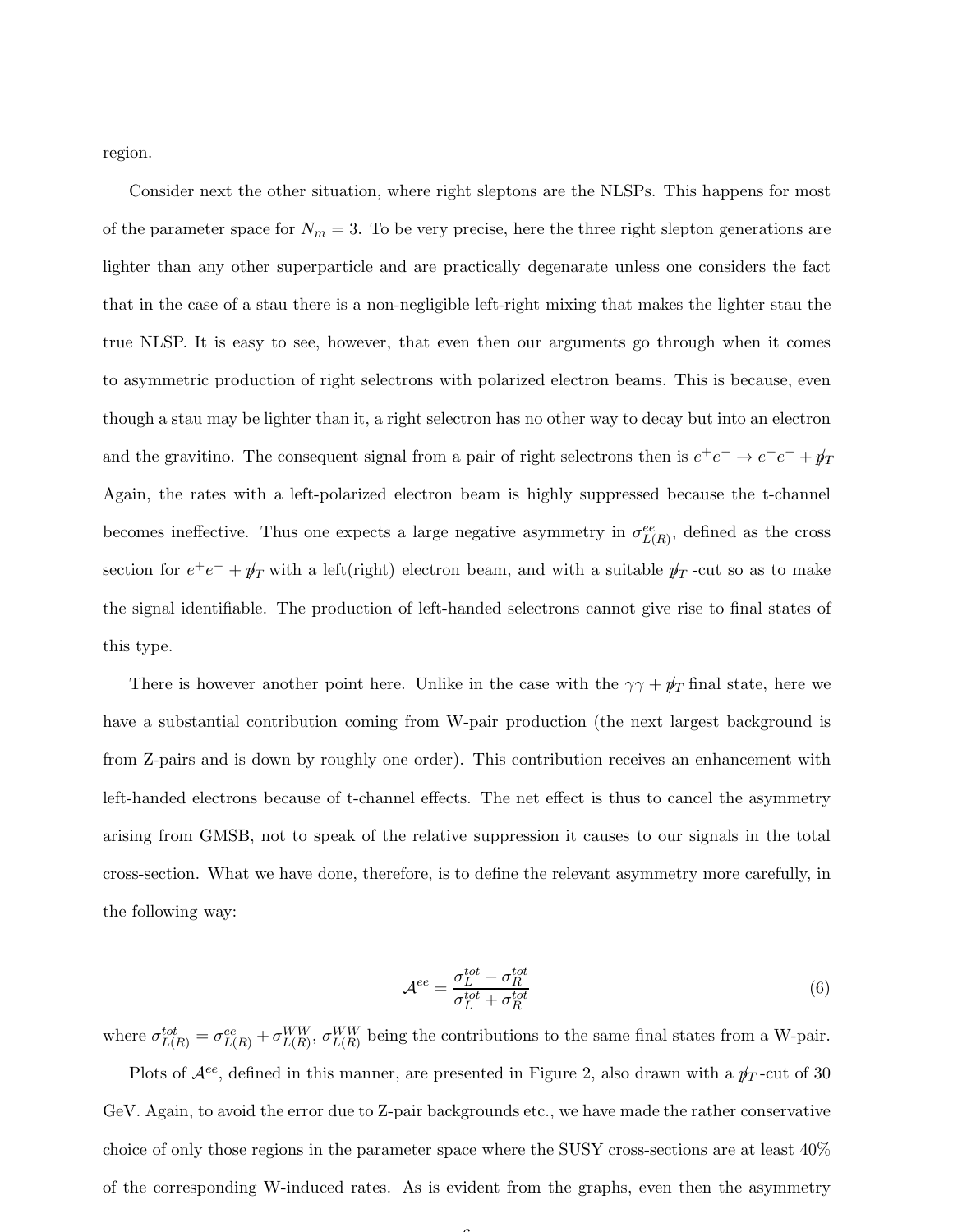region.

Consider next the other situation, where right sleptons are the NLSPs. This happens for most of the parameter space for $N_m = 3$. To be very precise, here the three right slepton generations are lighter than any other superparticle and are practically degenarate unless one considers the fact that in the case of a stau there is a non-negligible left-right mixing that makes the lighter stau the true NLSP. It is easy to see, however, that even then our arguments go through when it comes to asymmetric production of right selectrons with polarized electron beams. This is because, even though a stau may be lighter than it, a right selectron has no other way to decay but into an electron and the gravitino. The consequent signal from a pair of right selectrons then is $e^+e^- \rightarrow e^+e^- + \not{p}_T$ Again, the rates with a left-polarized electron beam is highly suppressed because the t-channel becomes ineffective. Thus one expects a large negative asymmetry in $\sigma^{ee}_{L(R)}$, defined as the cross section for $e^+e^- + \not{p}_T$ with a left(right) electron beam, and with a suitable $\not{p}_T$ -cut so as to make the signal identifiable. The production of left-handed selectrons cannot give rise to final states of this type.

There is however another point here. Unlike in the case with the $\gamma\gamma + \not{p}_T$ final state, here we have a substantial contribution coming from W-pair production (the next largest background is from Z-pairs and is down by roughly one order). This contribution receives an enhancement with left-handed electrons because of t-channel effects. The net effect is thus to cancel the asymmetry arising from GMSB, not to speak of the relative suppression it causes to our signals in the total cross-section. What we have done, therefore, is to define the relevant asymmetry more carefully, in the following way:

$$\mathcal{A}^{ee} = \frac{\sigma^{tot}_L - \sigma^{tot}_R}{\sigma^{tot}_L + \sigma^{tot}_R} \tag{6}$$

where $\sigma^{tot}_{L(R)} = \sigma^{ee}_{L(R)} + \sigma^{WW}_{L(R)}$, $\sigma^{WW}_{L(R)}$ being the contributions to the same final states from a W-pair.

Plots of $\mathcal{A}^{ee}$, defined in this manner, are presented in Figure 2, also drawn with a $\not{p}_T$-cut of 30 GeV. Again, to avoid the error due to Z-pair backgrounds etc., we have made the rather conservative choice of only those regions in the parameter space where the SUSY cross-sections are at least 40% of the corresponding W-induced rates. As is evident from the graphs, even then the asymmetry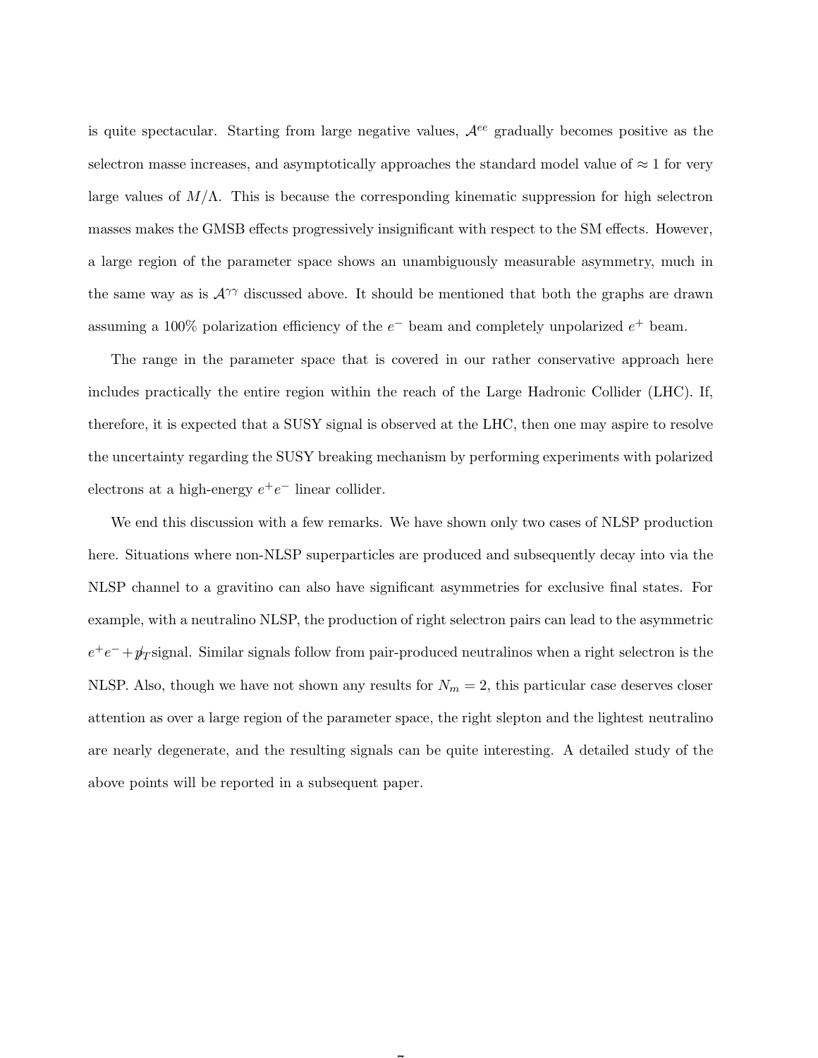is quite spectacular. Starting from large negative values, $\mathcal{A}^{ee}$ gradually becomes positive as the selectron masse increases, and asymptotically approaches the standard model value of $\approx 1$ for very large values of $M/\Lambda$. This is because the corresponding kinematic suppression for high selectron masses makes the GMSB effects progressively insignificant with respect to the SM effects. However, a large region of the parameter space shows an unambiguously measurable asymmetry, much in the same way as is $\mathcal{A}^{\gamma\gamma}$ discussed above. It should be mentioned that both the graphs are drawn assuming a 100% polarization efficiency of the $e^-$ beam and completely unpolarized $e^+$ beam.

The range in the parameter space that is covered in our rather conservative approach here includes practically the entire region within the reach of the Large Hadronic Collider (LHC). If, therefore, it is expected that a SUSY signal is observed at the LHC, then one may aspire to resolve the uncertainty regarding the SUSY breaking mechanism by performing experiments with polarized electrons at a high-energy $e^+e^-$ linear collider.

We end this discussion with a few remarks. We have shown only two cases of NLSP production here. Situations where non-NLSP superparticles are produced and subsequently decay into via the NLSP channel to a gravitino can also have significant asymmetries for exclusive final states. For example, with a neutralino NLSP, the production of right selectron pairs can lead to the asymmetric $e^+e^- + \not{p}_T$signal. Similar signals follow from pair-produced neutralinos when a right selectron is the NLSP. Also, though we have not shown any results for $N_m = 2$, this particular case deserves closer attention as over a large region of the parameter space, the right slepton and the lightest neutralino are nearly degenerate, and the resulting signals can be quite interesting. A detailed study of the above points will be reported in a subsequent paper.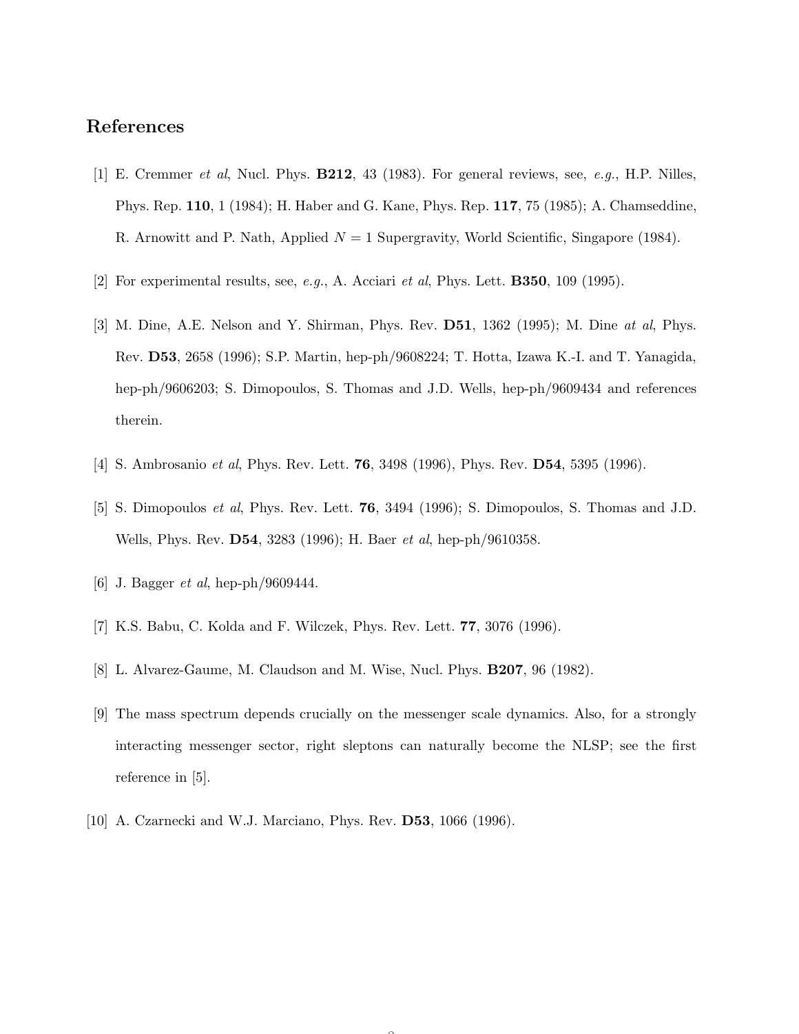## References

[1] E. Cremmer *et al*, Nucl. Phys. **B212**, 43 (1983). For general reviews, see, *e.g.*, H.P. Nilles, Phys. Rep. **110**, 1 (1984); H. Haber and G. Kane, Phys. Rep. **117**, 75 (1985); A. Chamseddine, R. Arnowitt and P. Nath, Applied $N = 1$ Supergravity, World Scientific, Singapore (1984).

[2] For experimental results, see, *e.g.*, A. Acciari *et al*, Phys. Lett. **B350**, 109 (1995).

[3] M. Dine, A.E. Nelson and Y. Shirman, Phys. Rev. **D51**, 1362 (1995); M. Dine *at al*, Phys. Rev. **D53**, 2658 (1996); S.P. Martin, hep-ph/9608224; T. Hotta, Izawa K.-I. and T. Yanagida, hep-ph/9606203; S. Dimopoulos, S. Thomas and J.D. Wells, hep-ph/9609434 and references therein.

[4] S. Ambrosanio *et al*, Phys. Rev. Lett. **76**, 3498 (1996), Phys. Rev. **D54**, 5395 (1996).

[5] S. Dimopoulos *et al*, Phys. Rev. Lett. **76**, 3494 (1996); S. Dimopoulos, S. Thomas and J.D. Wells, Phys. Rev. **D54**, 3283 (1996); H. Baer *et al*, hep-ph/9610358.

[6] J. Bagger *et al*, hep-ph/9609444.

[7] K.S. Babu, C. Kolda and F. Wilczek, Phys. Rev. Lett. **77**, 3076 (1996).

[8] L. Alvarez-Gaume, M. Claudson and M. Wise, Nucl. Phys. **B207**, 96 (1982).

[9] The mass spectrum depends crucially on the messenger scale dynamics. Also, for a strongly interacting messenger sector, right sleptons can naturally become the NLSP; see the first reference in [5].

[10] A. Czarnecki and W.J. Marciano, Phys. Rev. **D53**, 1066 (1996).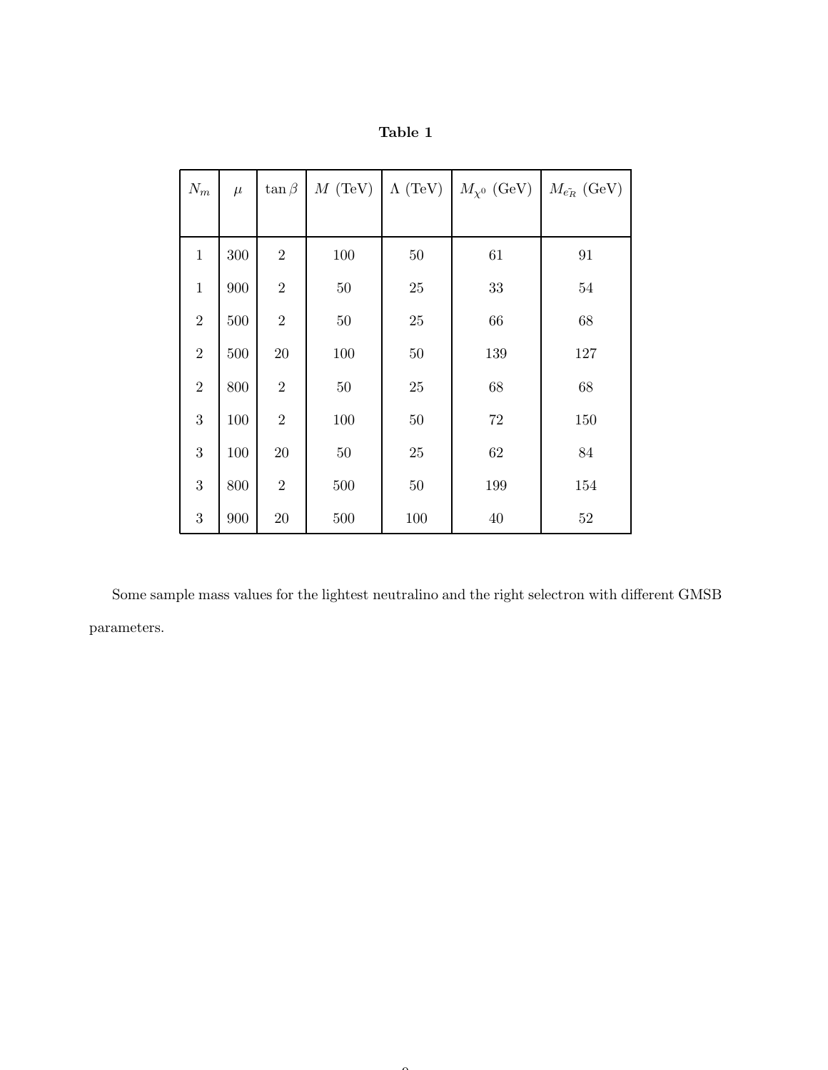**Table 1**

| $N_m$ | $\mu$ | $\tan\beta$ | $M$ (TeV) | $\Lambda$ (TeV) | $M_{\chi^0}$ (GeV) | $M_{\tilde{e_R}}$ (GeV) |
|---|---|---|---|---|---|---|
| 1 | 300 | 2 | 100 | 50 | 61 | 91 |
| 1 | 900 | 2 | 50 | 25 | 33 | 54 |
| 2 | 500 | 2 | 50 | 25 | 66 | 68 |
| 2 | 500 | 20 | 100 | 50 | 139 | 127 |
| 2 | 800 | 2 | 50 | 25 | 68 | 68 |
| 3 | 100 | 2 | 100 | 50 | 72 | 150 |
| 3 | 100 | 20 | 50 | 25 | 62 | 84 |
| 3 | 800 | 2 | 500 | 50 | 199 | 154 |
| 3 | 900 | 20 | 500 | 100 | 40 | 52 |

Some sample mass values for the lightest neutralino and the right selectron with different GMSB parameters.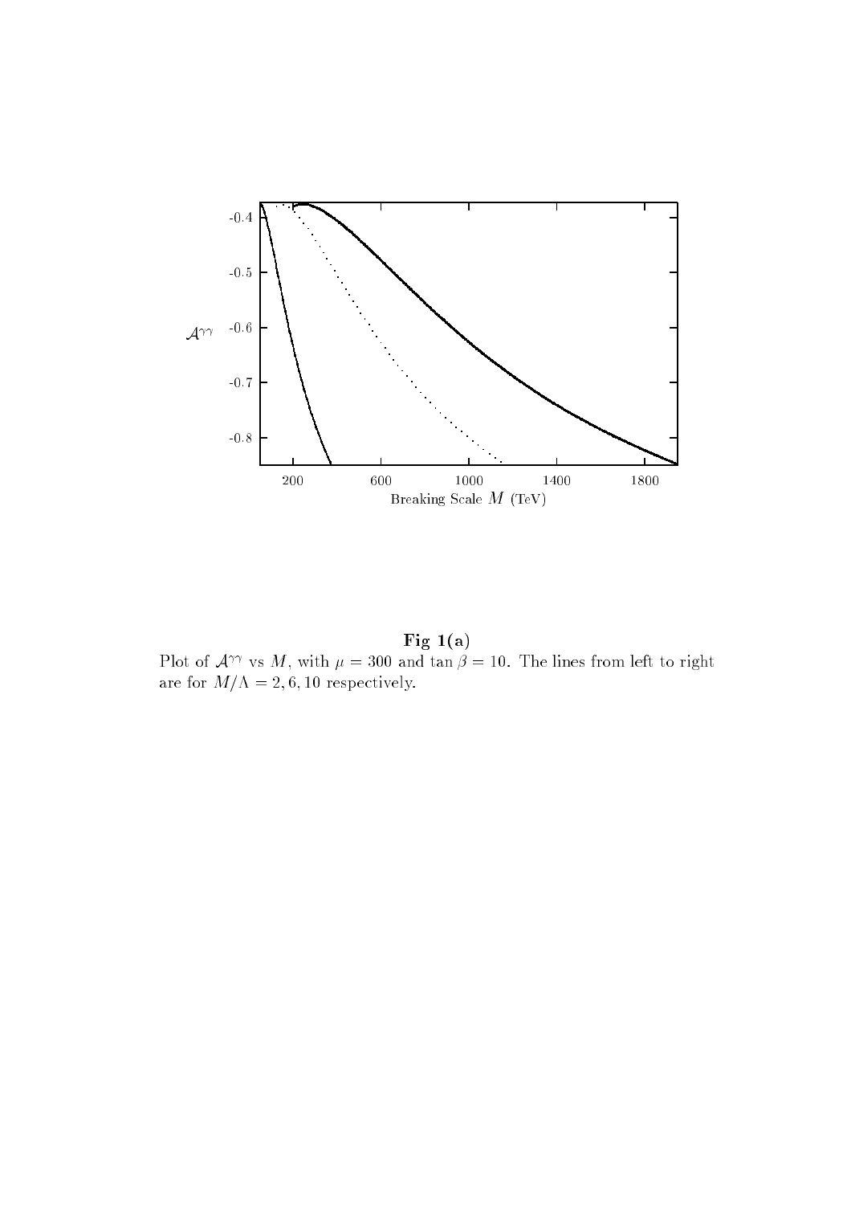**Fig 1(a)**

Plot of $\mathcal{A}^{\gamma\gamma}$ vs $M$, with $\mu = 300$ and $\tan\beta = 10$. The lines from left to right are for $M/\Lambda = 2, 6, 10$ respectively.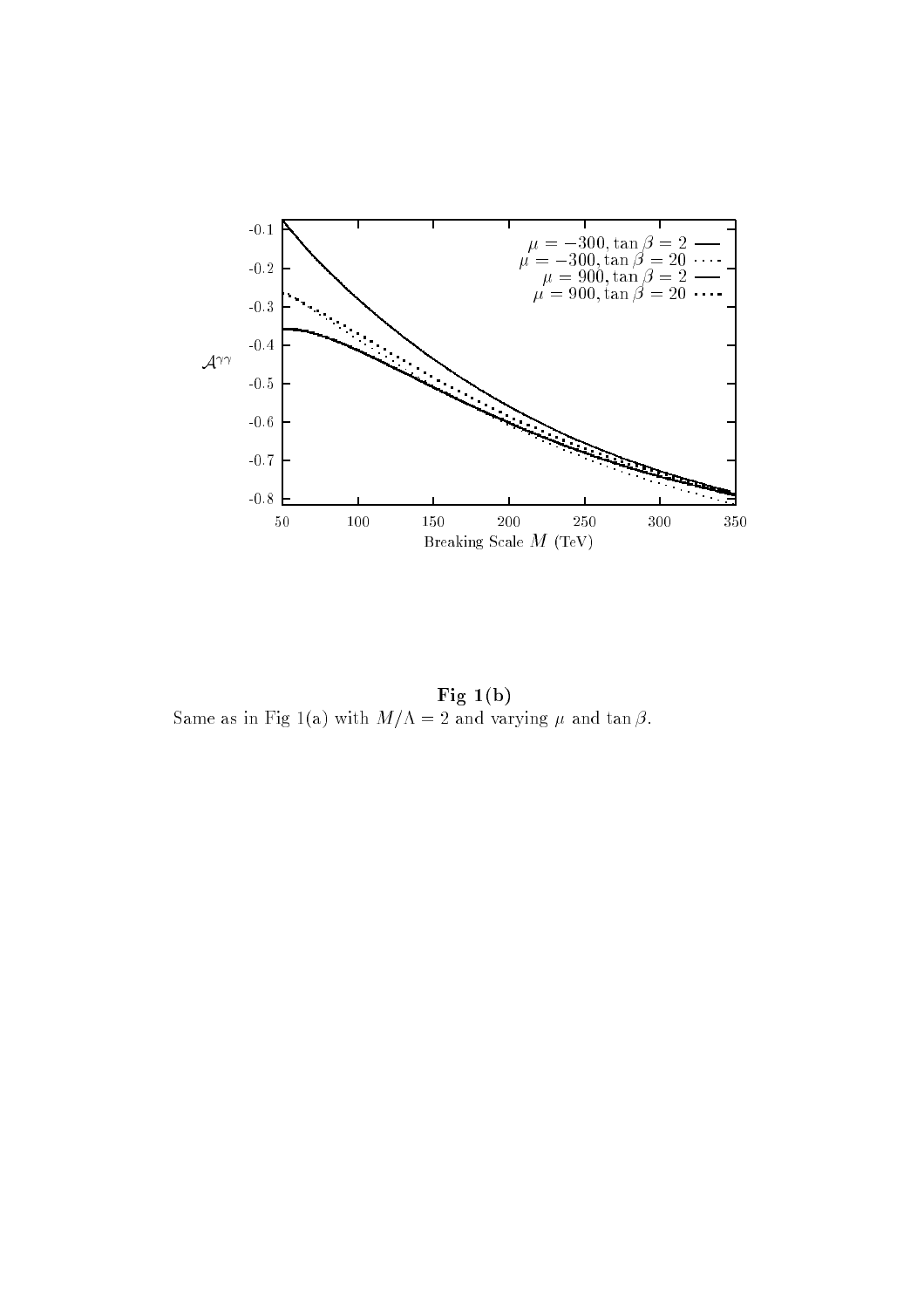**Fig 1(b)**

Same as in Fig 1(a) with $M/\Lambda = 2$ and varying $\mu$ and $\tan\beta$.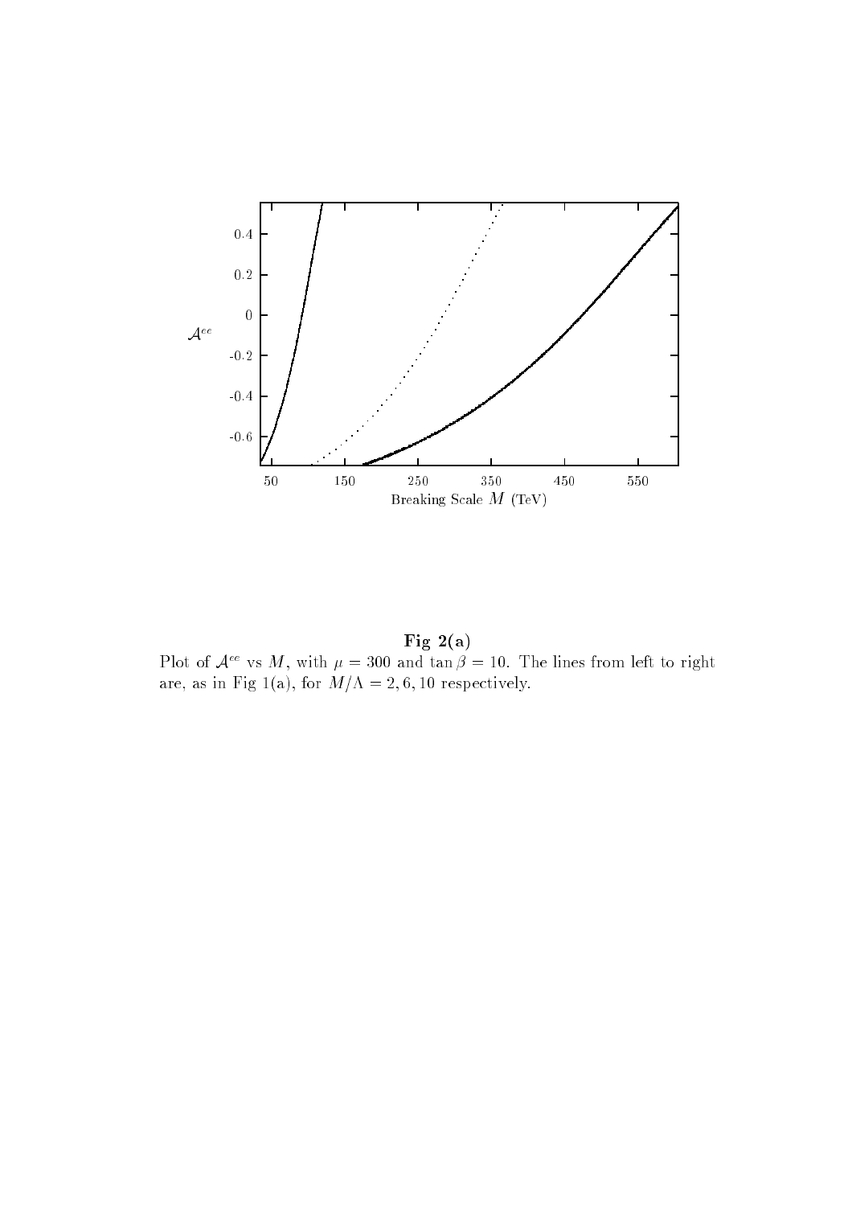**Fig 2(a)**

Plot of $\mathcal{A}^{ee}$ vs $M$, with $\mu = 300$ and $\tan\beta = 10$. The lines from left to right are, as in Fig 1(a), for $M/\Lambda = 2, 6, 10$ respectively.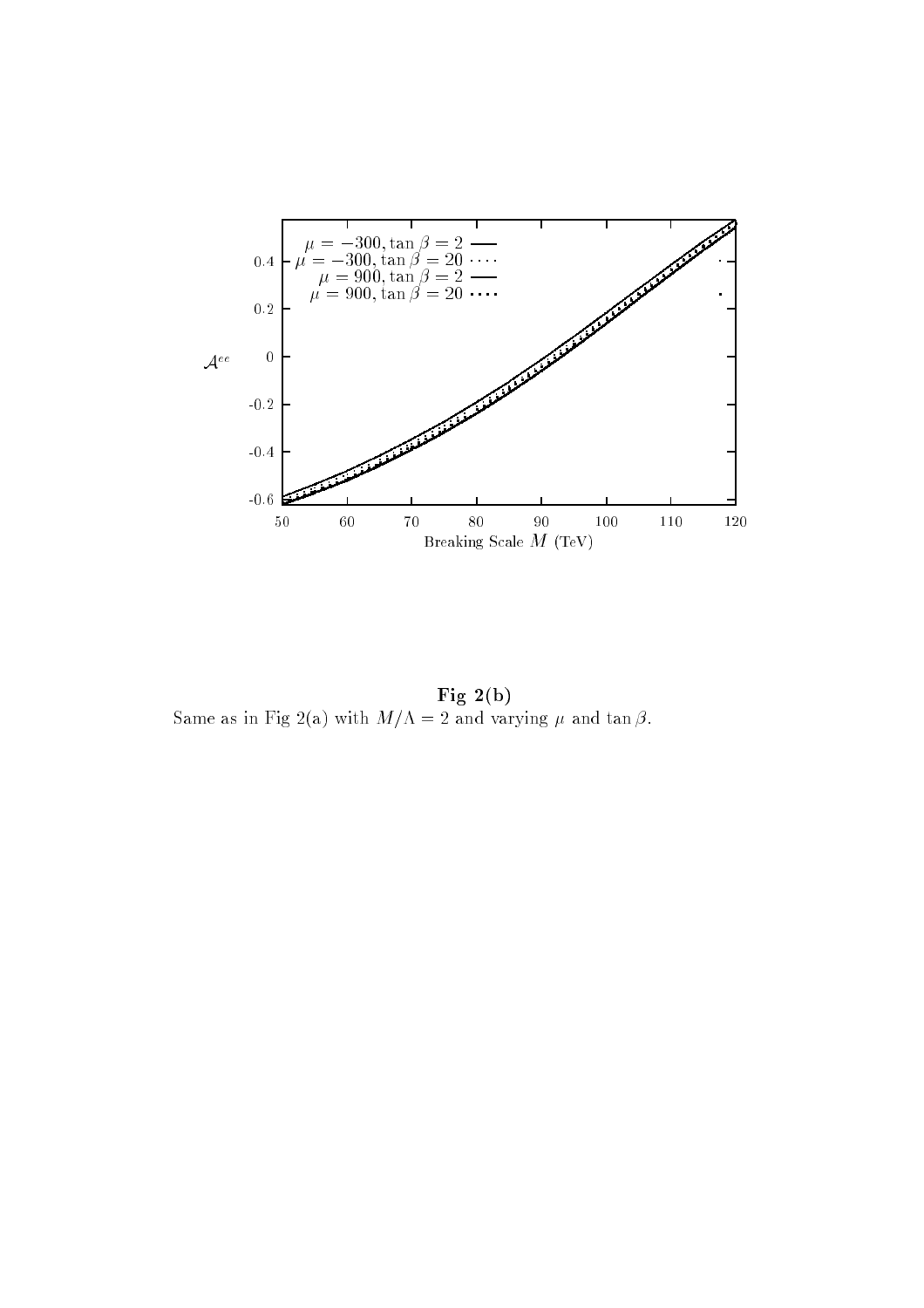$\mu = -300, \tan\beta = 2$

$\mu = -300, \tan\beta = 20$

$\mu = 900, \tan\beta = 2$

$\mu = 900, \tan\beta = 20$

0.4

0.2

$\mathcal{A}^{ee}$ 0

-0.2

-0.4

-0.6

50 60 70 80 90 100 110 120

Breaking Scale $M$ (TeV)

**Fig 2(b)**

Same as in Fig 2(a) with $M/\Lambda = 2$ and varying $\mu$ and $\tan\beta$.